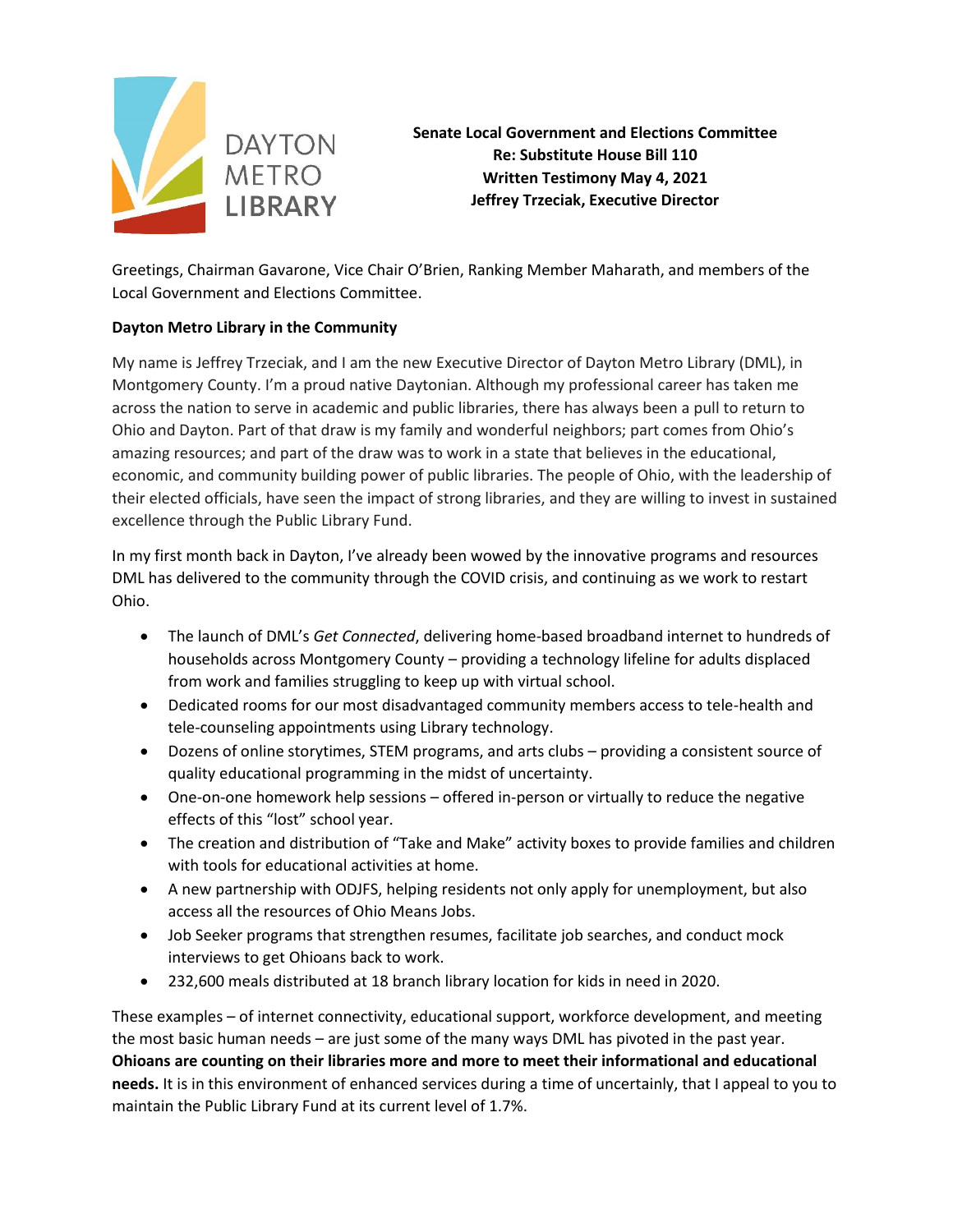DAYTON METRO LIBRARY

**Senate Local Government and Elections Committee**
**Re: Substitute House Bill 110**
**Written Testimony May 4, 2021**
**Jeffrey Trzeciak, Executive Director**

Greetings, Chairman Gavarone, Vice Chair O'Brien, Ranking Member Maharath, and members of the Local Government and Elections Committee.

**Dayton Metro Library in the Community**

My name is Jeffrey Trzeciak, and I am the new Executive Director of Dayton Metro Library (DML), in Montgomery County. I'm a proud native Daytonian. Although my professional career has taken me across the nation to serve in academic and public libraries, there has always been a pull to return to Ohio and Dayton. Part of that draw is my family and wonderful neighbors; part comes from Ohio's amazing resources; and part of the draw was to work in a state that believes in the educational, economic, and community building power of public libraries. The people of Ohio, with the leadership of their elected officials, have seen the impact of strong libraries, and they are willing to invest in sustained excellence through the Public Library Fund.

In my first month back in Dayton, I've already been wowed by the innovative programs and resources DML has delivered to the community through the COVID crisis, and continuing as we work to restart Ohio.

- The launch of DML's *Get Connected*, delivering home-based broadband internet to hundreds of households across Montgomery County – providing a technology lifeline for adults displaced from work and families struggling to keep up with virtual school.
- Dedicated rooms for our most disadvantaged community members access to tele-health and tele-counseling appointments using Library technology.
- Dozens of online storytimes, STEM programs, and arts clubs – providing a consistent source of quality educational programming in the midst of uncertainty.
- One-on-one homework help sessions – offered in-person or virtually to reduce the negative effects of this "lost" school year.
- The creation and distribution of "Take and Make" activity boxes to provide families and children with tools for educational activities at home.
- A new partnership with ODJFS, helping residents not only apply for unemployment, but also access all the resources of Ohio Means Jobs.
- Job Seeker programs that strengthen resumes, facilitate job searches, and conduct mock interviews to get Ohioans back to work.
- 232,600 meals distributed at 18 branch library location for kids in need in 2020.

These examples – of internet connectivity, educational support, workforce development, and meeting the most basic human needs – are just some of the many ways DML has pivoted in the past year. **Ohioans are counting on their libraries more and more to meet their informational and educational needs.** It is in this environment of enhanced services during a time of uncertainly, that I appeal to you to maintain the Public Library Fund at its current level of 1.7%.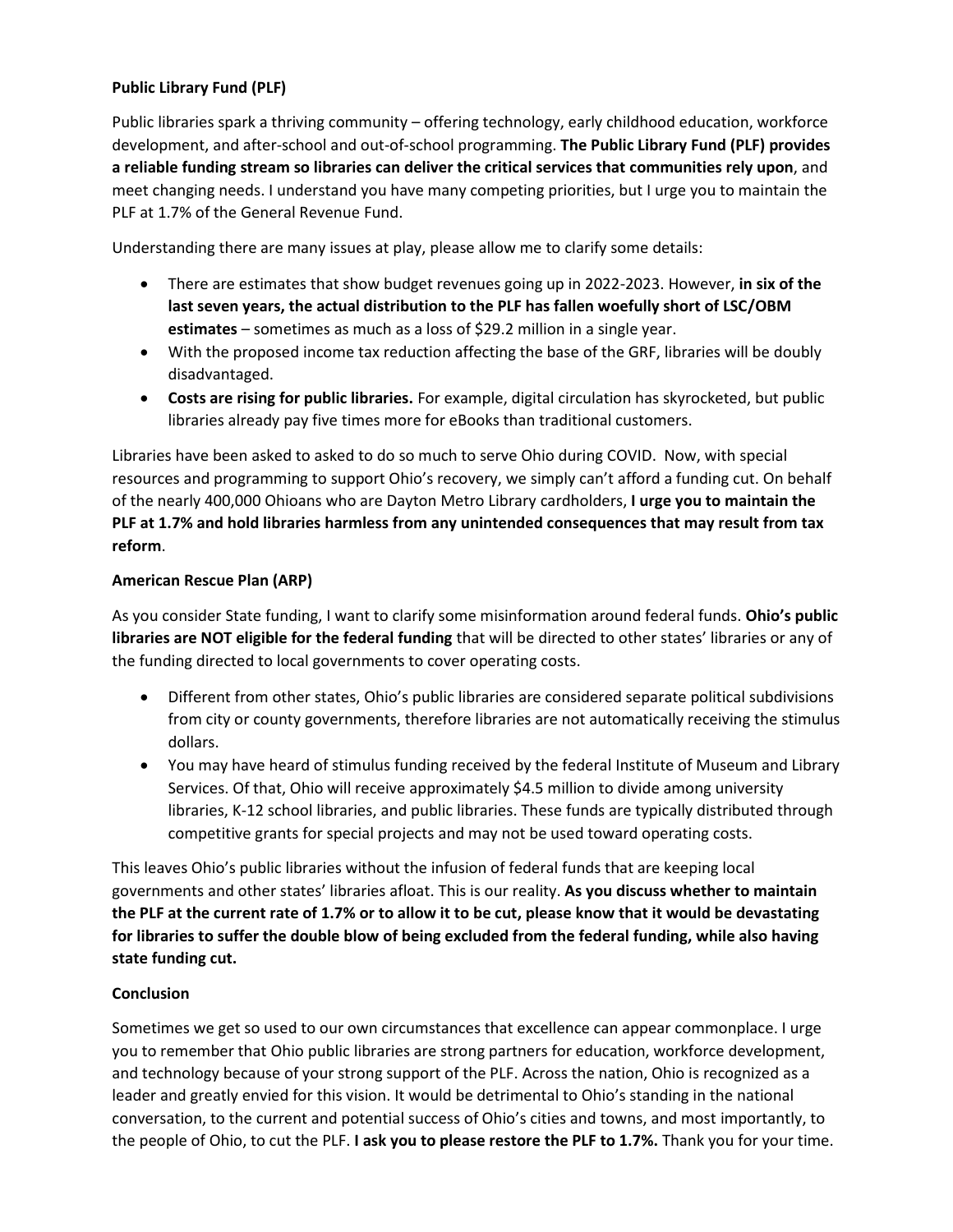**Public Library Fund (PLF)**

Public libraries spark a thriving community – offering technology, early childhood education, workforce development, and after-school and out-of-school programming. **The Public Library Fund (PLF) provides a reliable funding stream so libraries can deliver the critical services that communities rely upon**, and meet changing needs. I understand you have many competing priorities, but I urge you to maintain the PLF at 1.7% of the General Revenue Fund.

Understanding there are many issues at play, please allow me to clarify some details:

- There are estimates that show budget revenues going up in 2022-2023. However, **in six of the last seven years, the actual distribution to the PLF has fallen woefully short of LSC/OBM estimates** – sometimes as much as a loss of $29.2 million in a single year.
- With the proposed income tax reduction affecting the base of the GRF, libraries will be doubly disadvantaged.
- **Costs are rising for public libraries.** For example, digital circulation has skyrocketed, but public libraries already pay five times more for eBooks than traditional customers.

Libraries have been asked to asked to do so much to serve Ohio during COVID. Now, with special resources and programming to support Ohio's recovery, we simply can't afford a funding cut. On behalf of the nearly 400,000 Ohioans who are Dayton Metro Library cardholders, **I urge you to maintain the PLF at 1.7% and hold libraries harmless from any unintended consequences that may result from tax reform**.

**American Rescue Plan (ARP)**

As you consider State funding, I want to clarify some misinformation around federal funds. **Ohio's public libraries are NOT eligible for the federal funding** that will be directed to other states' libraries or any of the funding directed to local governments to cover operating costs.

- Different from other states, Ohio's public libraries are considered separate political subdivisions from city or county governments, therefore libraries are not automatically receiving the stimulus dollars.
- You may have heard of stimulus funding received by the federal Institute of Museum and Library Services. Of that, Ohio will receive approximately $4.5 million to divide among university libraries, K-12 school libraries, and public libraries. These funds are typically distributed through competitive grants for special projects and may not be used toward operating costs.

This leaves Ohio's public libraries without the infusion of federal funds that are keeping local governments and other states' libraries afloat. This is our reality. **As you discuss whether to maintain the PLF at the current rate of 1.7% or to allow it to be cut, please know that it would be devastating for libraries to suffer the double blow of being excluded from the federal funding, while also having state funding cut.**

**Conclusion**

Sometimes we get so used to our own circumstances that excellence can appear commonplace. I urge you to remember that Ohio public libraries are strong partners for education, workforce development, and technology because of your strong support of the PLF. Across the nation, Ohio is recognized as a leader and greatly envied for this vision. It would be detrimental to Ohio's standing in the national conversation, to the current and potential success of Ohio's cities and towns, and most importantly, to the people of Ohio, to cut the PLF. **I ask you to please restore the PLF to 1.7%.** Thank you for your time.